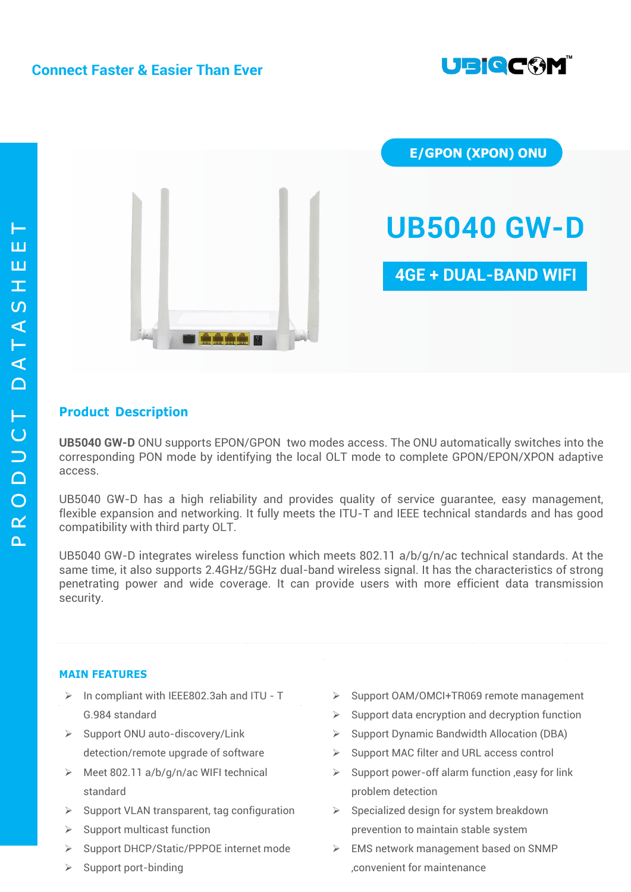Connect Faster & Easier Than Ever

PRODUCT DATASHEET

E/GPON (XPON) ONU

# UB5040 GW-D

## 4GE + DUAL-BAND WIFI

## Product Description

**UB5040 GW-D** ONU supports EPON/GPON two modes access. The ONU automatically switches into the corresponding PON mode by identifying the local OLT mode to complete GPON/EPON/XPON adaptive access.

UB5040 GW-D has a high reliability and provides quality of service guarantee, easy management, flexible expansion and networking. It fully meets the ITU-T and IEEE technical standards and has good compatibility with third party OLT.

UB5040 GW-D integrates wireless function which meets 802.11 a/b/g/n/ac technical standards. At the same time, it also supports 2.4GHz/5GHz dual-band wireless signal. It has the characteristics of strong penetrating power and wide coverage. It can provide users with more efficient data transmission security.

## MAIN FEATURES

- In compliant with IEEE802.3ah and ITU - T G.984 standard
- Support ONU auto-discovery/Link detection/remote upgrade of software
- Meet 802.11 a/b/g/n/ac WIFI technical standard
- Support VLAN transparent, tag configuration
- Support multicast function
- Support DHCP/Static/PPPOE internet mode
- Support port-binding
- Support OAM/OMCI+TR069 remote management
- Support data encryption and decryption function
- Support Dynamic Bandwidth Allocation (DBA)
- Support MAC filter and URL access control
- Support power-off alarm function ,easy for link problem detection
- Specialized design for system breakdown prevention to maintain stable system
- EMS network management based on SNMP ,convenient for maintenance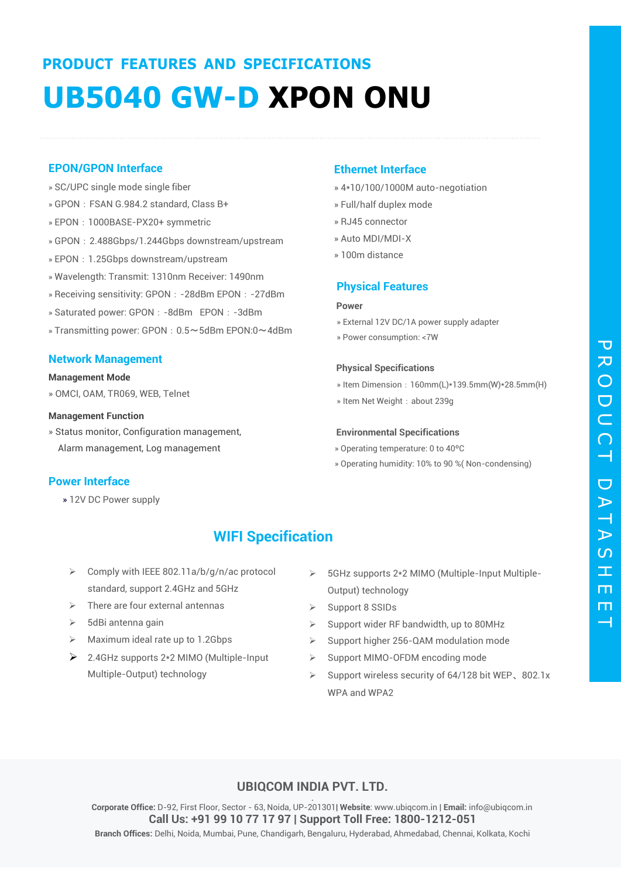## PRODUCT FEATURES AND SPECIFICATIONS

# UB5040 GW-D XPON ONU

### EPON/GPON Interface

- » SC/UPC single mode single fiber
- » GPON：FSAN G.984.2 standard, Class B+
- » EPON：1000BASE-PX20+ symmetric
- » GPON：2.488Gbps/1.244Gbps downstream/upstream
- » EPON：1.25Gbps downstream/upstream
- » Wavelength: Transmit: 1310nm Receiver: 1490nm
- » Receiving sensitivity: GPON：-28dBm EPON：-27dBm
- » Saturated power: GPON：-8dBm EPON：-3dBm
- » Transmitting power: GPON：0.5～5dBm EPON:0～4dBm

### Network Management

**Management Mode**

- » OMCI, OAM, TR069, WEB, Telnet

**Management Function**

- » Status monitor, Configuration management, Alarm management, Log management

### Power Interface

- » 12V DC Power supply

### Ethernet Interface

- » 4*10/100/1000M auto-negotiation
- » Full/half duplex mode
- » RJ45 connector
- » Auto MDI/MDI-X
- » 100m distance

### Physical Features

**Power**

- » External 12V DC/1A power supply adapter
- » Power consumption: <7W

**Physical Specifications**

- » Item Dimension：160mm(L)*139.5mm(W)*28.5mm(H)
- » Item Net Weight：about 239g

**Environmental Specifications**

- » Operating temperature: 0 to 40ºC
- » Operating humidity: 10% to 90 %( Non-condensing)

### WIFI Specification

- ➢ Comply with IEEE 802.11a/b/g/n/ac protocol standard, support 2.4GHz and 5GHz
- ➢ There are four external antennas
- ➢ 5dBi antenna gain
- ➢ Maximum ideal rate up to 1.2Gbps
- ➢ 2.4GHz supports 2*2 MIMO (Multiple-Input Multiple-Output) technology
- ➢ 5GHz supports 2*2 MIMO (Multiple-Input Multiple-Output) technology
- ➢ Support 8 SSIDs
- ➢ Support wider RF bandwidth, up to 80MHz
- ➢ Support higher 256-QAM modulation mode
- ➢ Support MIMO-OFDM encoding mode
- ➢ Support wireless security of 64/128 bit WEP、802.1x WPA and WPA2

PRODUCT DATASHEET

**UBIQCOM INDIA PVT. LTD.**

**Corporate Office:** D-92, First Floor, Sector - 63, Noida, UP-201301**| Website**: www.ubiqcom.in | **Email:** info@ubiqcom.in

**Call Us: +91 99 10 77 17 97 | Support Toll Free: 1800-1212-051**

**Branch Offices:** Delhi, Noida, Mumbai, Pune, Chandigarh, Bengaluru, Hyderabad, Ahmedabad, Chennai, Kolkata, Kochi